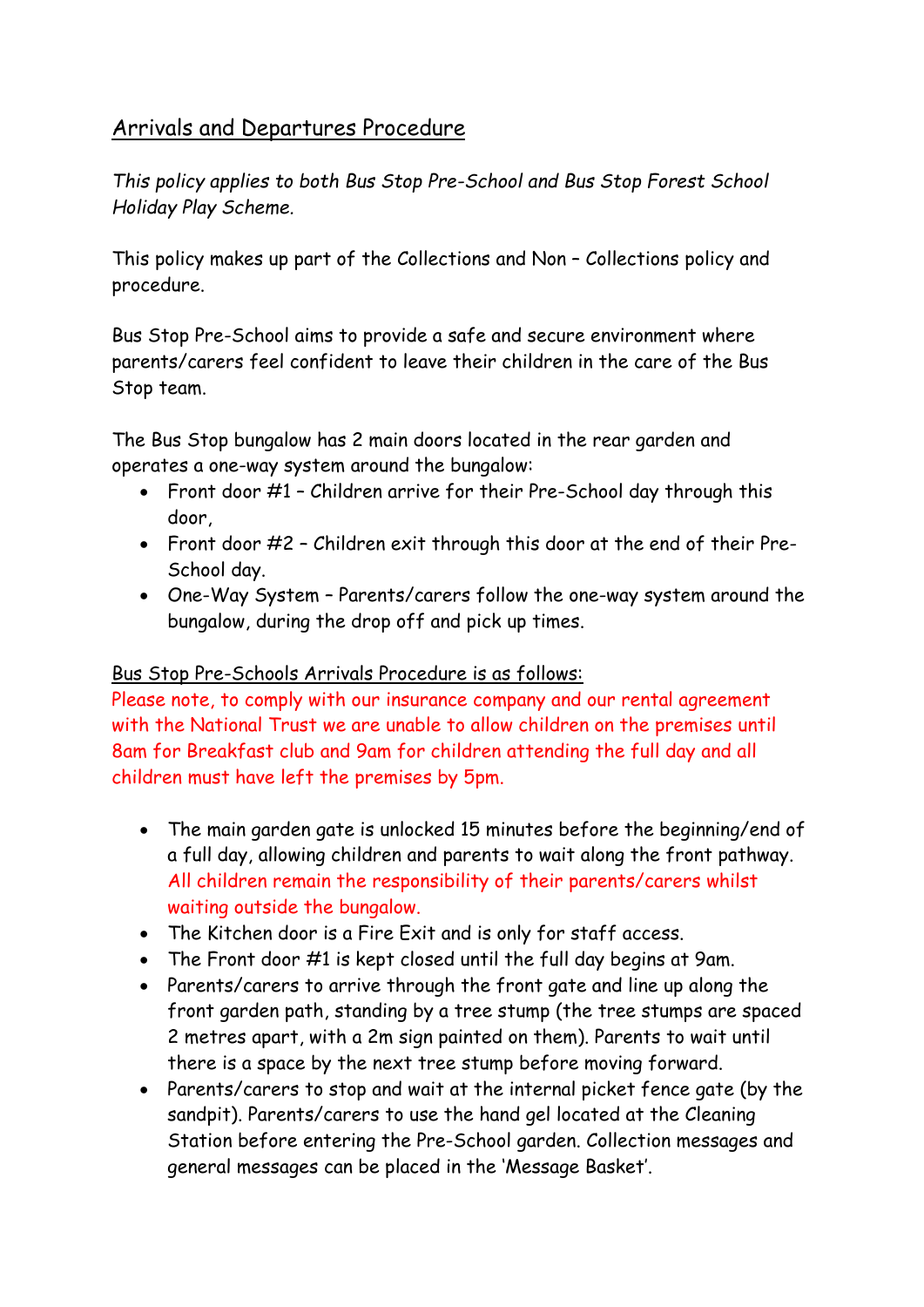# Arrivals and Departures Procedure

*This policy applies to both Bus Stop Pre-School and Bus Stop Forest School Holiday Play Scheme.*

This policy makes up part of the Collections and Non – Collections policy and procedure.

Bus Stop Pre-School aims to provide a safe and secure environment where parents/carers feel confident to leave their children in the care of the Bus Stop team.

The Bus Stop bungalow has 2 main doors located in the rear garden and operates a one-way system around the bungalow:

- Front door #1 – Children arrive for their Pre-School day through this door,
- Front door #2 – Children exit through this door at the end of their Pre-School day.
- One-Way System – Parents/carers follow the one-way system around the bungalow, during the drop off and pick up times.

## Bus Stop Pre-Schools Arrivals Procedure is as follows:

Please note, to comply with our insurance company and our rental agreement with the National Trust we are unable to allow children on the premises until 8am for Breakfast club and 9am for children attending the full day and all children must have left the premises by 5pm.

- The main garden gate is unlocked 15 minutes before the beginning/end of a full day, allowing children and parents to wait along the front pathway. All children remain the responsibility of their parents/carers whilst waiting outside the bungalow.
- The Kitchen door is a Fire Exit and is only for staff access.
- The Front door #1 is kept closed until the full day begins at 9am.
- Parents/carers to arrive through the front gate and line up along the front garden path, standing by a tree stump (the tree stumps are spaced 2 metres apart, with a 2m sign painted on them). Parents to wait until there is a space by the next tree stump before moving forward.
- Parents/carers to stop and wait at the internal picket fence gate (by the sandpit). Parents/carers to use the hand gel located at the Cleaning Station before entering the Pre-School garden. Collection messages and general messages can be placed in the 'Message Basket'.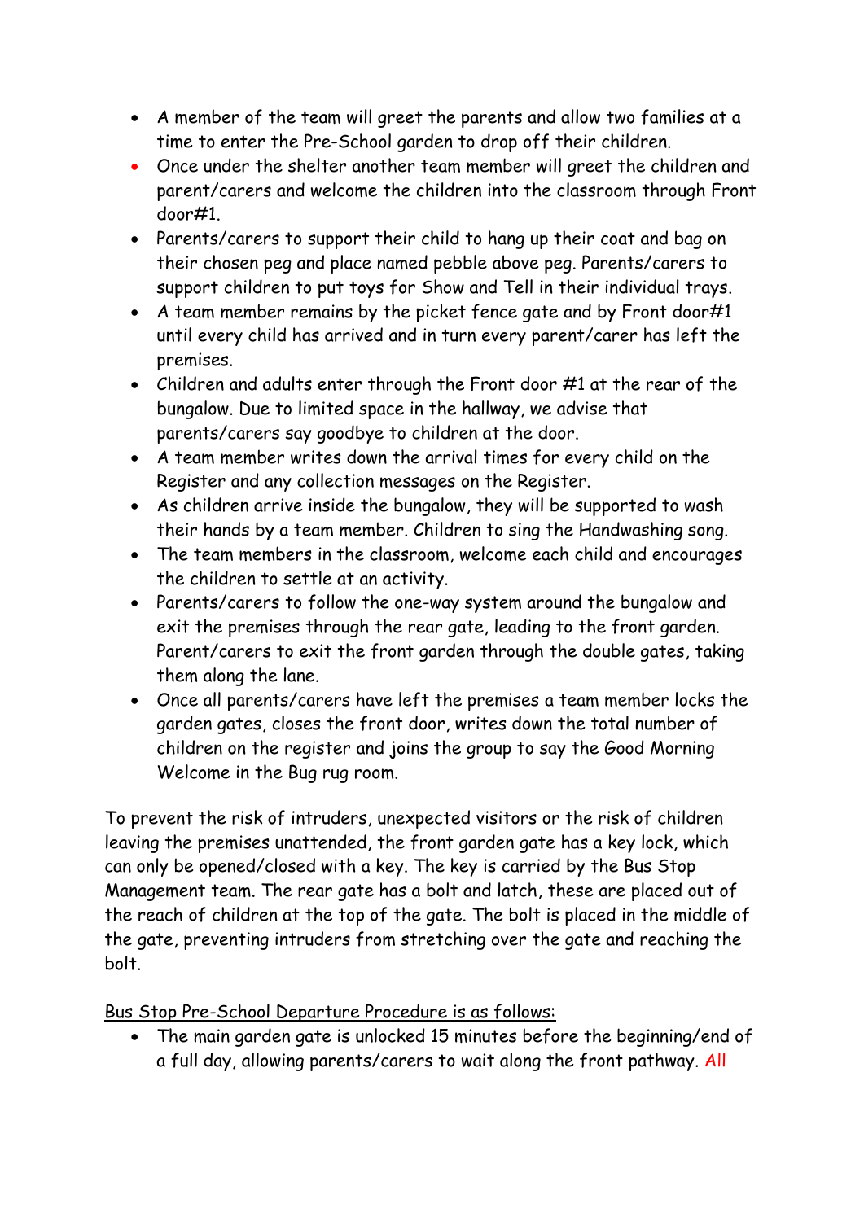- A member of the team will greet the parents and allow two families at a time to enter the Pre-School garden to drop off their children.
- Once under the shelter another team member will greet the children and parent/carers and welcome the children into the classroom through Front door#1.
- Parents/carers to support their child to hang up their coat and bag on their chosen peg and place named pebble above peg. Parents/carers to support children to put toys for Show and Tell in their individual trays.
- A team member remains by the picket fence gate and by Front door#1 until every child has arrived and in turn every parent/carer has left the premises.
- Children and adults enter through the Front door #1 at the rear of the bungalow. Due to limited space in the hallway, we advise that parents/carers say goodbye to children at the door.
- A team member writes down the arrival times for every child on the Register and any collection messages on the Register.
- As children arrive inside the bungalow, they will be supported to wash their hands by a team member. Children to sing the Handwashing song.
- The team members in the classroom, welcome each child and encourages the children to settle at an activity.
- Parents/carers to follow the one-way system around the bungalow and exit the premises through the rear gate, leading to the front garden. Parent/carers to exit the front garden through the double gates, taking them along the lane.
- Once all parents/carers have left the premises a team member locks the garden gates, closes the front door, writes down the total number of children on the register and joins the group to say the Good Morning Welcome in the Bug rug room.

To prevent the risk of intruders, unexpected visitors or the risk of children leaving the premises unattended, the front garden gate has a key lock, which can only be opened/closed with a key. The key is carried by the Bus Stop Management team. The rear gate has a bolt and latch, these are placed out of the reach of children at the top of the gate. The bolt is placed in the middle of the gate, preventing intruders from stretching over the gate and reaching the bolt.

<u>Bus Stop Pre-School Departure Procedure is as follows:</u>

- The main garden gate is unlocked 15 minutes before the beginning/end of a full day, allowing parents/carers to wait along the front pathway. All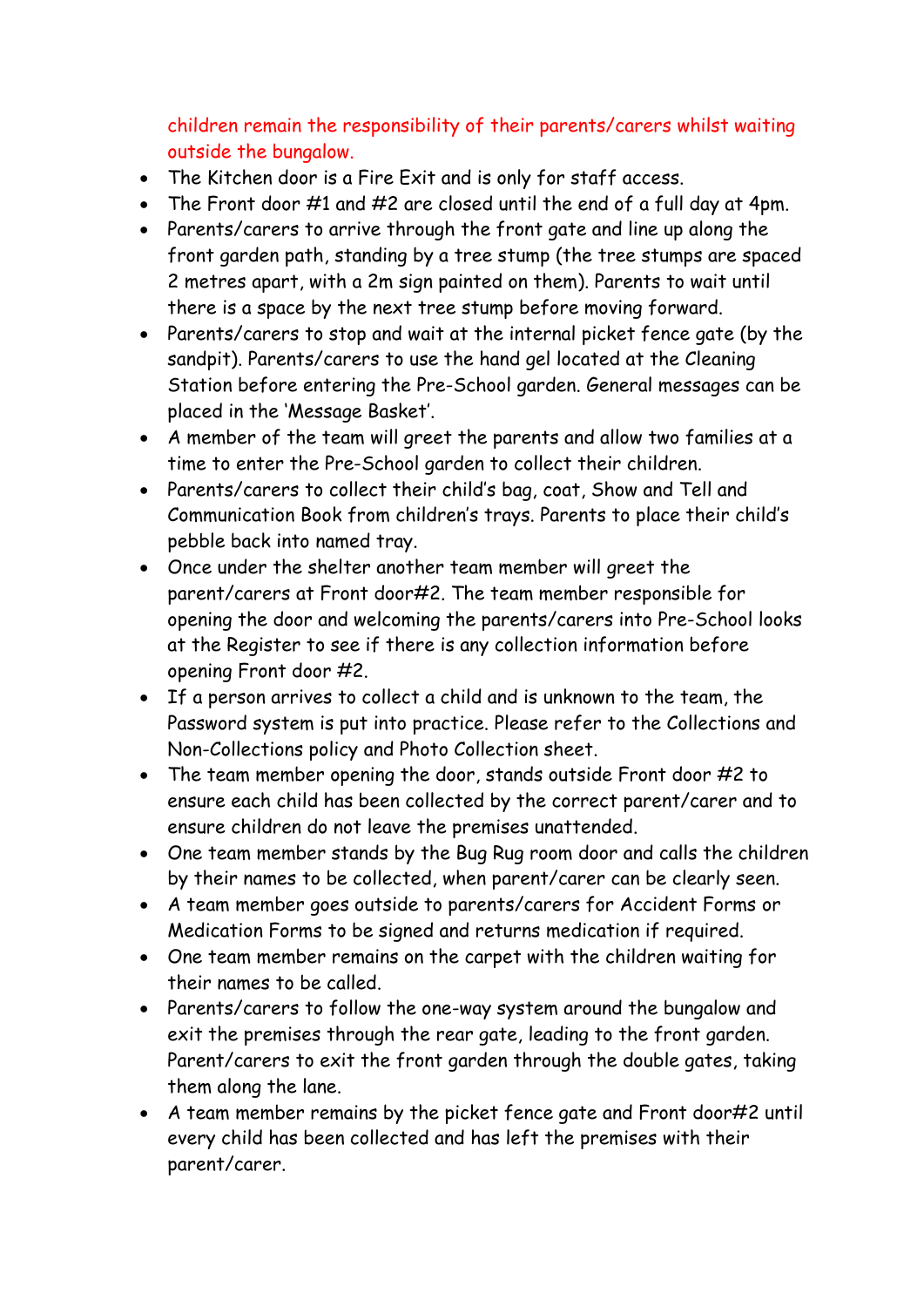children remain the responsibility of their parents/carers whilst waiting outside the bungalow.

- The Kitchen door is a Fire Exit and is only for staff access.
- The Front door #1 and #2 are closed until the end of a full day at 4pm.
- Parents/carers to arrive through the front gate and line up along the front garden path, standing by a tree stump (the tree stumps are spaced 2 metres apart, with a 2m sign painted on them). Parents to wait until there is a space by the next tree stump before moving forward.
- Parents/carers to stop and wait at the internal picket fence gate (by the sandpit). Parents/carers to use the hand gel located at the Cleaning Station before entering the Pre-School garden. General messages can be placed in the 'Message Basket'.
- A member of the team will greet the parents and allow two families at a time to enter the Pre-School garden to collect their children.
- Parents/carers to collect their child's bag, coat, Show and Tell and Communication Book from children's trays. Parents to place their child's pebble back into named tray.
- Once under the shelter another team member will greet the parent/carers at Front door#2. The team member responsible for opening the door and welcoming the parents/carers into Pre-School looks at the Register to see if there is any collection information before opening Front door #2.
- If a person arrives to collect a child and is unknown to the team, the Password system is put into practice. Please refer to the Collections and Non-Collections policy and Photo Collection sheet.
- The team member opening the door, stands outside Front door #2 to ensure each child has been collected by the correct parent/carer and to ensure children do not leave the premises unattended.
- One team member stands by the Bug Rug room door and calls the children by their names to be collected, when parent/carer can be clearly seen.
- A team member goes outside to parents/carers for Accident Forms or Medication Forms to be signed and returns medication if required.
- One team member remains on the carpet with the children waiting for their names to be called.
- Parents/carers to follow the one-way system around the bungalow and exit the premises through the rear gate, leading to the front garden. Parent/carers to exit the front garden through the double gates, taking them along the lane.
- A team member remains by the picket fence gate and Front door#2 until every child has been collected and has left the premises with their parent/carer.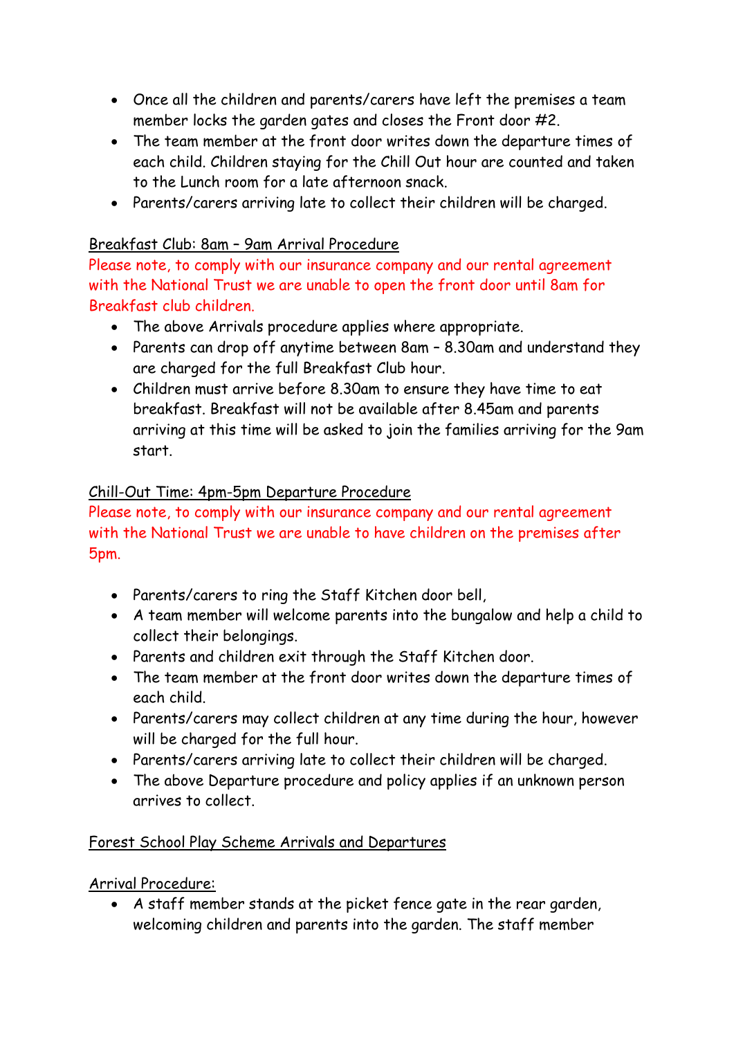- Once all the children and parents/carers have left the premises a team member locks the garden gates and closes the Front door #2.
- The team member at the front door writes down the departure times of each child. Children staying for the Chill Out hour are counted and taken to the Lunch room for a late afternoon snack.
- Parents/carers arriving late to collect their children will be charged.

Breakfast Club: 8am – 9am Arrival Procedure

Please note, to comply with our insurance company and our rental agreement with the National Trust we are unable to open the front door until 8am for Breakfast club children.

- The above Arrivals procedure applies where appropriate.
- Parents can drop off anytime between 8am – 8.30am and understand they are charged for the full Breakfast Club hour.
- Children must arrive before 8.30am to ensure they have time to eat breakfast. Breakfast will not be available after 8.45am and parents arriving at this time will be asked to join the families arriving for the 9am start.

Chill-Out Time: 4pm-5pm Departure Procedure

Please note, to comply with our insurance company and our rental agreement with the National Trust we are unable to have children on the premises after 5pm.

- Parents/carers to ring the Staff Kitchen door bell,
- A team member will welcome parents into the bungalow and help a child to collect their belongings.
- Parents and children exit through the Staff Kitchen door.
- The team member at the front door writes down the departure times of each child.
- Parents/carers may collect children at any time during the hour, however will be charged for the full hour.
- Parents/carers arriving late to collect their children will be charged.
- The above Departure procedure and policy applies if an unknown person arrives to collect.

Forest School Play Scheme Arrivals and Departures

Arrival Procedure:

- A staff member stands at the picket fence gate in the rear garden, welcoming children and parents into the garden. The staff member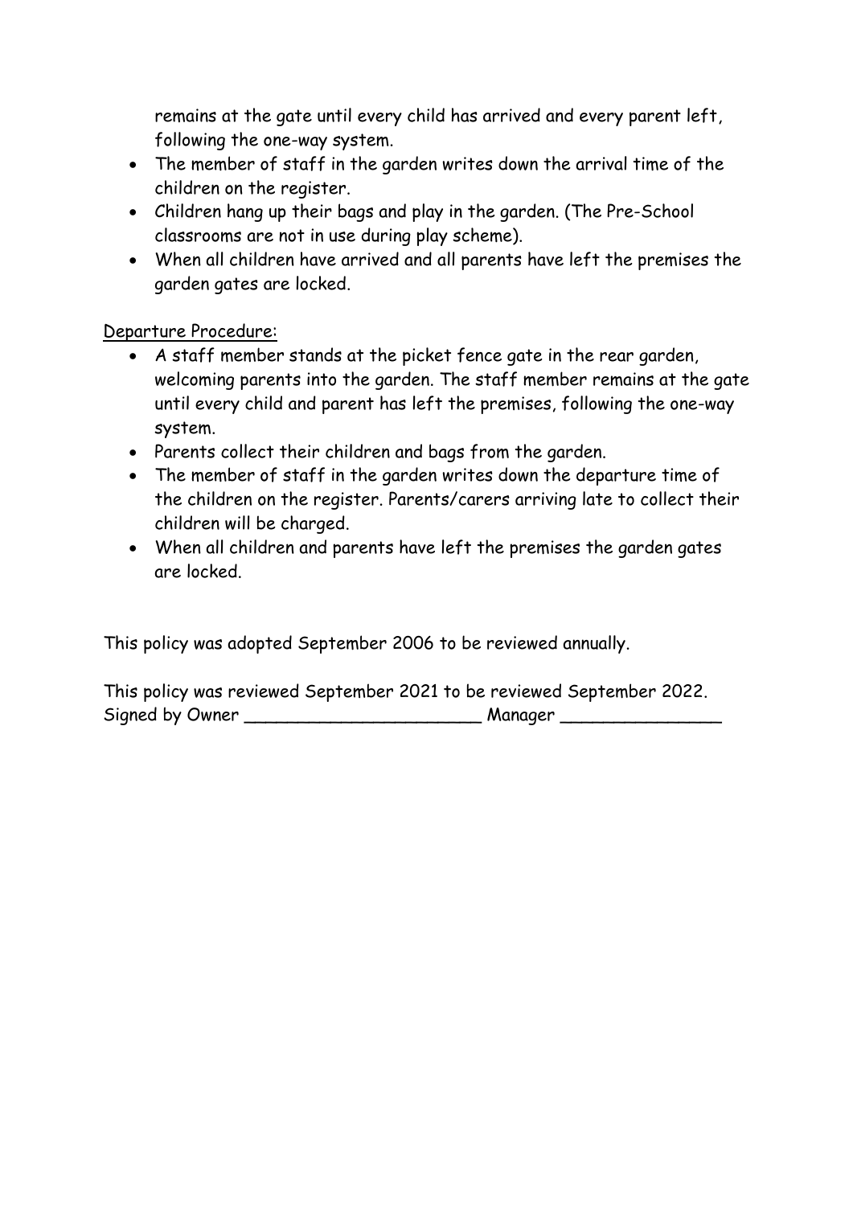remains at the gate until every child has arrived and every parent left, following the one-way system.

- The member of staff in the garden writes down the arrival time of the children on the register.
- Children hang up their bags and play in the garden. (The Pre-School classrooms are not in use during play scheme).
- When all children have arrived and all parents have left the premises the garden gates are locked.

Departure Procedure:

- A staff member stands at the picket fence gate in the rear garden, welcoming parents into the garden. The staff member remains at the gate until every child and parent has left the premises, following the one-way system.
- Parents collect their children and bags from the garden.
- The member of staff in the garden writes down the departure time of the children on the register. Parents/carers arriving late to collect their children will be charged.
- When all children and parents have left the premises the garden gates are locked.

This policy was adopted September 2006 to be reviewed annually.

This policy was reviewed September 2021 to be reviewed September 2022.
Signed by Owner _______________________ Manager _______________